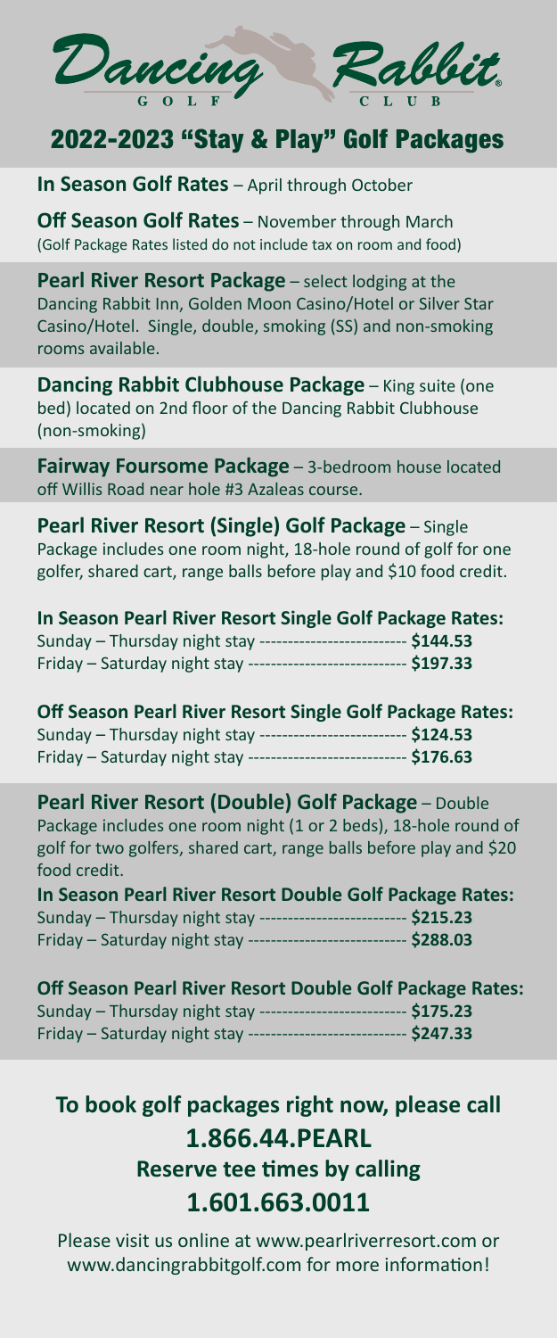# Dancing Rabbit GOLF CLUB

## 2022-2023 "Stay & Play" Golf Packages

**In Season Golf Rates** – April through October

**Off Season Golf Rates** – November through March
(Golf Package Rates listed do not include tax on room and food)

**Pearl River Resort Package** – select lodging at the Dancing Rabbit Inn, Golden Moon Casino/Hotel or Silver Star Casino/Hotel. Single, double, smoking (SS) and non-smoking rooms available.

**Dancing Rabbit Clubhouse Package** – King suite (one bed) located on 2nd floor of the Dancing Rabbit Clubhouse (non-smoking)

**Fairway Foursome Package** – 3-bedroom house located off Willis Road near hole #3 Azaleas course.

**Pearl River Resort (Single) Golf Package** – Single Package includes one room night, 18-hole round of golf for one golfer, shared cart, range balls before play and $10 food credit.

**In Season Pearl River Resort Single Golf Package Rates:**
Sunday – Thursday night stay -------------------------- **$144.53**
Friday – Saturday night stay ---------------------------- **$197.33**

**Off Season Pearl River Resort Single Golf Package Rates:**
Sunday – Thursday night stay -------------------------- **$124.53**
Friday – Saturday night stay ---------------------------- **$176.63**

**Pearl River Resort (Double) Golf Package** – Double Package includes one room night (1 or 2 beds), 18-hole round of golf for two golfers, shared cart, range balls before play and $20 food credit.

**In Season Pearl River Resort Double Golf Package Rates:**
Sunday – Thursday night stay -------------------------- **$215.23**
Friday – Saturday night stay ---------------------------- **$288.03**

**Off Season Pearl River Resort Double Golf Package Rates:**
Sunday – Thursday night stay -------------------------- **$175.23**
Friday – Saturday night stay ---------------------------- **$247.33**

**To book golf packages right now, please call**
**1.866.44.PEARL**
**Reserve tee times by calling**
**1.601.663.0011**

Please visit us online at www.pearlriverresort.com or www.dancingrabbitgolf.com for more information!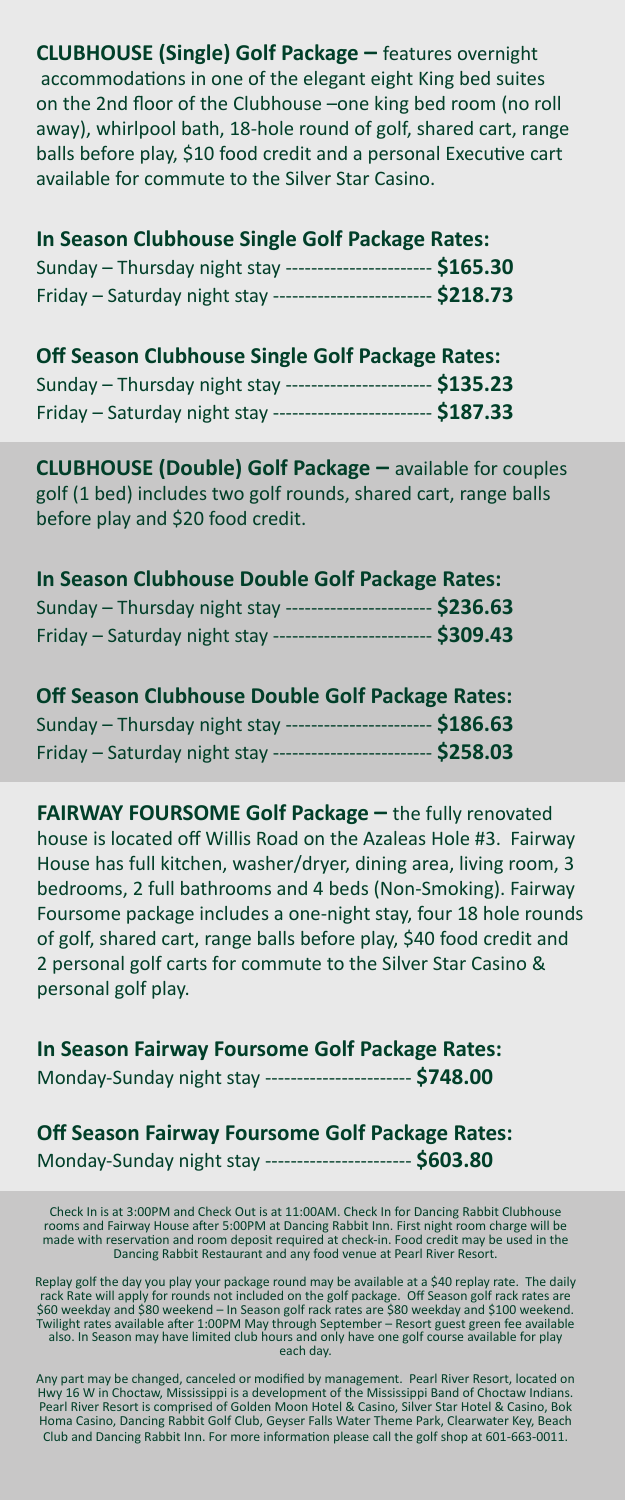**CLUBHOUSE (Single) Golf Package –** features overnight accommodations in one of the elegant eight King bed suites on the 2nd floor of the Clubhouse –one king bed room (no roll away), whirlpool bath, 18-hole round of golf, shared cart, range balls before play, $10 food credit and a personal Executive cart available for commute to the Silver Star Casino.

**In Season Clubhouse Single Golf Package Rates:**

Sunday – Thursday night stay ---------------------- **$165.30**
Friday – Saturday night stay ------------------------ **$218.73**

**Off Season Clubhouse Single Golf Package Rates:**

Sunday – Thursday night stay ---------------------- **$135.23**
Friday – Saturday night stay ------------------------ **$187.33**

**CLUBHOUSE (Double) Golf Package –** available for couples golf (1 bed) includes two golf rounds, shared cart, range balls before play and $20 food credit.

**In Season Clubhouse Double Golf Package Rates:**

Sunday – Thursday night stay ---------------------- **$236.63**
Friday – Saturday night stay ------------------------ **$309.43**

**Off Season Clubhouse Double Golf Package Rates:**

Sunday – Thursday night stay ---------------------- **$186.63**
Friday – Saturday night stay ------------------------ **$258.03**

**FAIRWAY FOURSOME Golf Package –** the fully renovated house is located off Willis Road on the Azaleas Hole #3. Fairway House has full kitchen, washer/dryer, dining area, living room, 3 bedrooms, 2 full bathrooms and 4 beds (Non-Smoking). Fairway Foursome package includes a one-night stay, four 18 hole rounds of golf, shared cart, range balls before play, $40 food credit and 2 personal golf carts for commute to the Silver Star Casino & personal golf play.

**In Season Fairway Foursome Golf Package Rates:**

Monday-Sunday night stay ---------------------- **$748.00**

**Off Season Fairway Foursome Golf Package Rates:**

Monday-Sunday night stay ---------------------- **$603.80**

Check In is at 3:00PM and Check Out is at 11:00AM. Check In for Dancing Rabbit Clubhouse rooms and Fairway House after 5:00PM at Dancing Rabbit Inn. First night room charge will be made with reservation and room deposit required at check-in. Food credit may be used in the Dancing Rabbit Restaurant and any food venue at Pearl River Resort.

Replay golf the day you play your package round may be available at a $40 replay rate. The daily rack Rate will apply for rounds not included on the golf package. Off Season golf rack rates are $60 weekday and $80 weekend – In Season golf rack rates are $80 weekday and $100 weekend. Twilight rates available after 1:00PM May through September – Resort guest green fee available also. In Season may have limited club hours and only have one golf course available for play each day.

Any part may be changed, canceled or modified by management. Pearl River Resort, located on Hwy 16 W in Choctaw, Mississippi is a development of the Mississippi Band of Choctaw Indians. Pearl River Resort is comprised of Golden Moon Hotel & Casino, Silver Star Hotel & Casino, Bok Homa Casino, Dancing Rabbit Golf Club, Geyser Falls Water Theme Park, Clearwater Key, Beach Club and Dancing Rabbit Inn. For more information please call the golf shop at 601-663-0011.